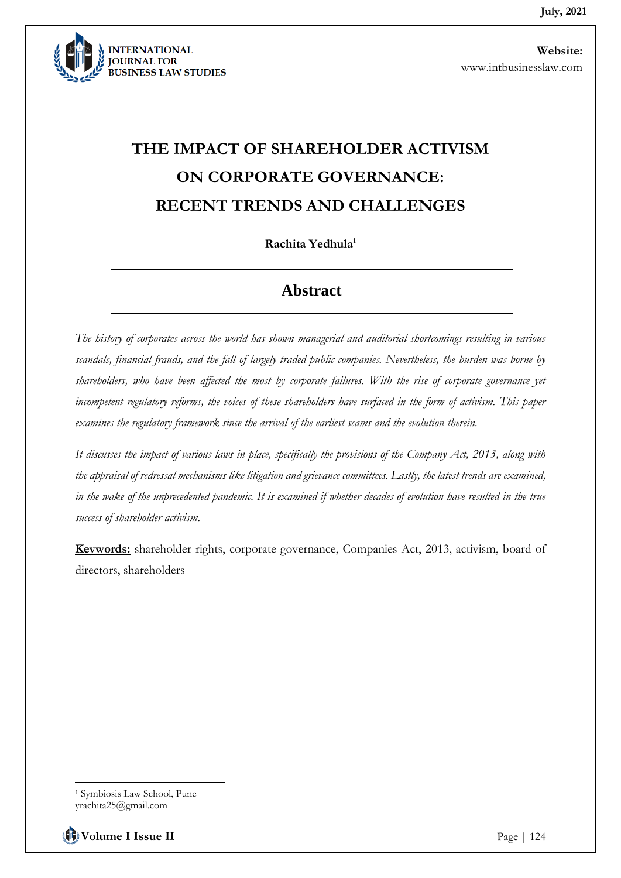# THE IMPACT OF SHAREHOLDER ACTIVISM ON CORPORATE GOVERNANCE: RECENT TRENDS AND CHALLENGES

**Rachita Yedhula**[1]

## Abstract

*The history of corporates across the world has shown managerial and auditorial shortcomings resulting in various scandals, financial frauds, and the fall of largely traded public companies. Nevertheless, the burden was borne by shareholders, who have been affected the most by corporate failures. With the rise of corporate governance yet incompetent regulatory reforms, the voices of these shareholders have surfaced in the form of activism. This paper examines the regulatory framework since the arrival of the earliest scams and the evolution therein.*

*It discusses the impact of various laws in place, specifically the provisions of the Company Act, 2013, along with the appraisal of redressal mechanisms like litigation and grievance committees. Lastly, the latest trends are examined, in the wake of the unprecedented pandemic. It is examined if whether decades of evolution have resulted in the true success of shareholder activism.*

**Keywords:** shareholder rights, corporate governance, Companies Act, 2013, activism, board of directors, shareholders

---

[1] Symbiosis Law School, Pune
yrachita25@gmail.com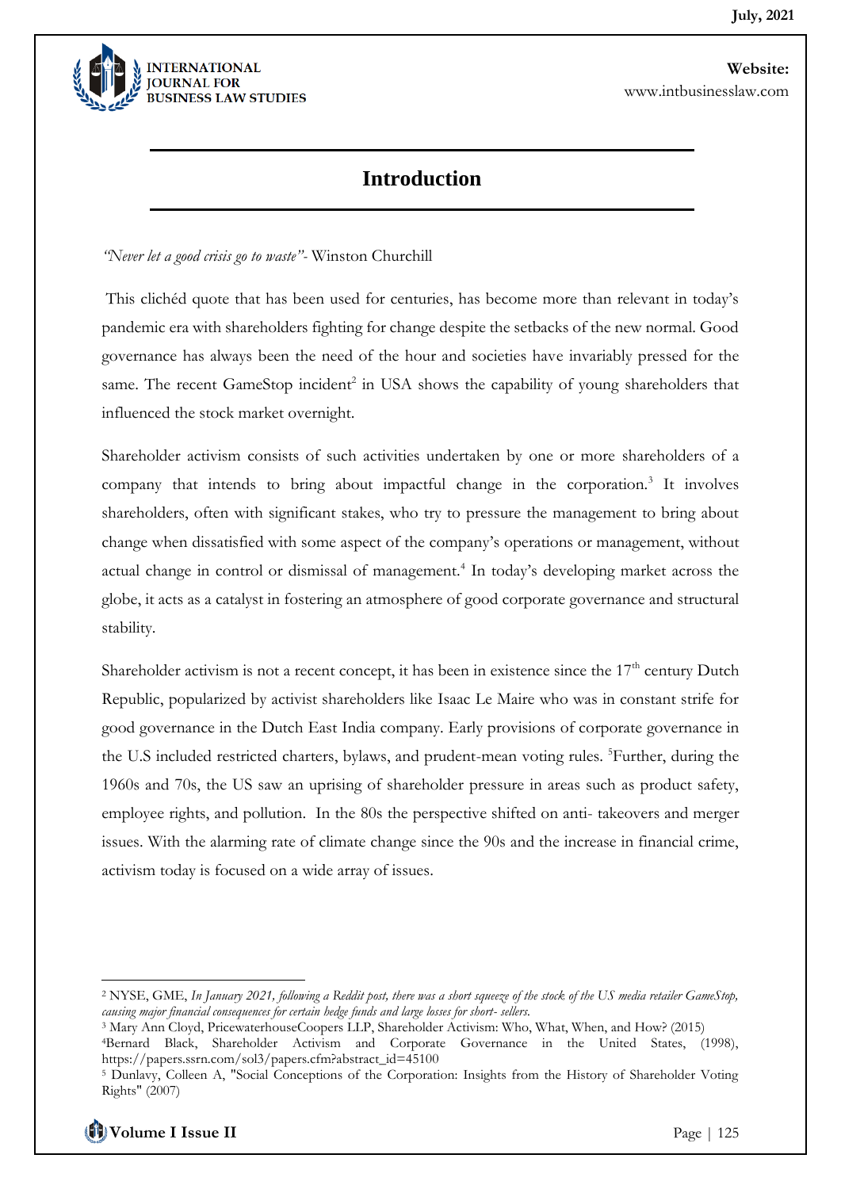## Introduction

*"Never let a good crisis go to waste"*- Winston Churchill

This clichéd quote that has been used for centuries, has become more than relevant in today's pandemic era with shareholders fighting for change despite the setbacks of the new normal. Good governance has always been the need of the hour and societies have invariably pressed for the same. The recent GameStop incident[2] in USA shows the capability of young shareholders that influenced the stock market overnight.

Shareholder activism consists of such activities undertaken by one or more shareholders of a company that intends to bring about impactful change in the corporation.[3] It involves shareholders, often with significant stakes, who try to pressure the management to bring about change when dissatisfied with some aspect of the company's operations or management, without actual change in control or dismissal of management.[4] In today's developing market across the globe, it acts as a catalyst in fostering an atmosphere of good corporate governance and structural stability.

Shareholder activism is not a recent concept, it has been in existence since the 17th century Dutch Republic, popularized by activist shareholders like Isaac Le Maire who was in constant strife for good governance in the Dutch East India company. Early provisions of corporate governance in the U.S included restricted charters, bylaws, and prudent-mean voting rules. [5]Further, during the 1960s and 70s, the US saw an uprising of shareholder pressure in areas such as product safety, employee rights, and pollution. In the 80s the perspective shifted on anti- takeovers and merger issues. With the alarming rate of climate change since the 90s and the increase in financial crime, activism today is focused on a wide array of issues.

---

[2] NYSE, GME, *In January 2021, following a Reddit post, there was a short squeeze of the stock of the US media retailer GameStop, causing major financial consequences for certain hedge funds and large losses for short- sellers.*

[3] Mary Ann Cloyd, PricewaterhouseCoopers LLP, Shareholder Activism: Who, What, When, and How? (2015)

[4] Bernard Black, Shareholder Activism and Corporate Governance in the United States, (1998), https://papers.ssrn.com/sol3/papers.cfm?abstract_id=45100

[5] Dunlavy, Colleen A, "Social Conceptions of the Corporation: Insights from the History of Shareholder Voting Rights" (2007)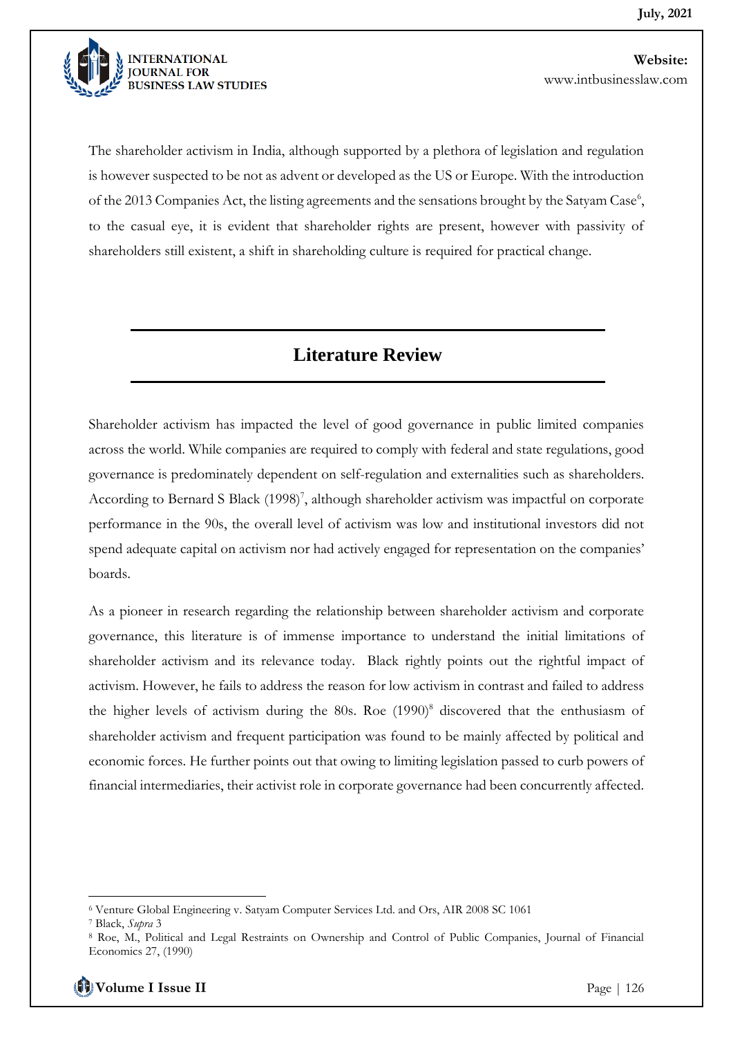The shareholder activism in India, although supported by a plethora of legislation and regulation is however suspected to be not as advent or developed as the US or Europe. With the introduction of the 2013 Companies Act, the listing agreements and the sensations brought by the Satyam Case[6], to the casual eye, it is evident that shareholder rights are present, however with passivity of shareholders still existent, a shift in shareholding culture is required for practical change.

## Literature Review

Shareholder activism has impacted the level of good governance in public limited companies across the world. While companies are required to comply with federal and state regulations, good governance is predominately dependent on self-regulation and externalities such as shareholders. According to Bernard S Black (1998)[7], although shareholder activism was impactful on corporate performance in the 90s, the overall level of activism was low and institutional investors did not spend adequate capital on activism nor had actively engaged for representation on the companies' boards.

As a pioneer in research regarding the relationship between shareholder activism and corporate governance, this literature is of immense importance to understand the initial limitations of shareholder activism and its relevance today. Black rightly points out the rightful impact of activism. However, he fails to address the reason for low activism in contrast and failed to address the higher levels of activism during the 80s. Roe (1990)[8] discovered that the enthusiasm of shareholder activism and frequent participation was found to be mainly affected by political and economic forces. He further points out that owing to limiting legislation passed to curb powers of financial intermediaries, their activist role in corporate governance had been concurrently affected.

---

[6] Venture Global Engineering v. Satyam Computer Services Ltd. and Ors, AIR 2008 SC 1061

[7] Black, *Supra* 3

[8] Roe, M., Political and Legal Restraints on Ownership and Control of Public Companies, Journal of Financial Economics 27, (1990)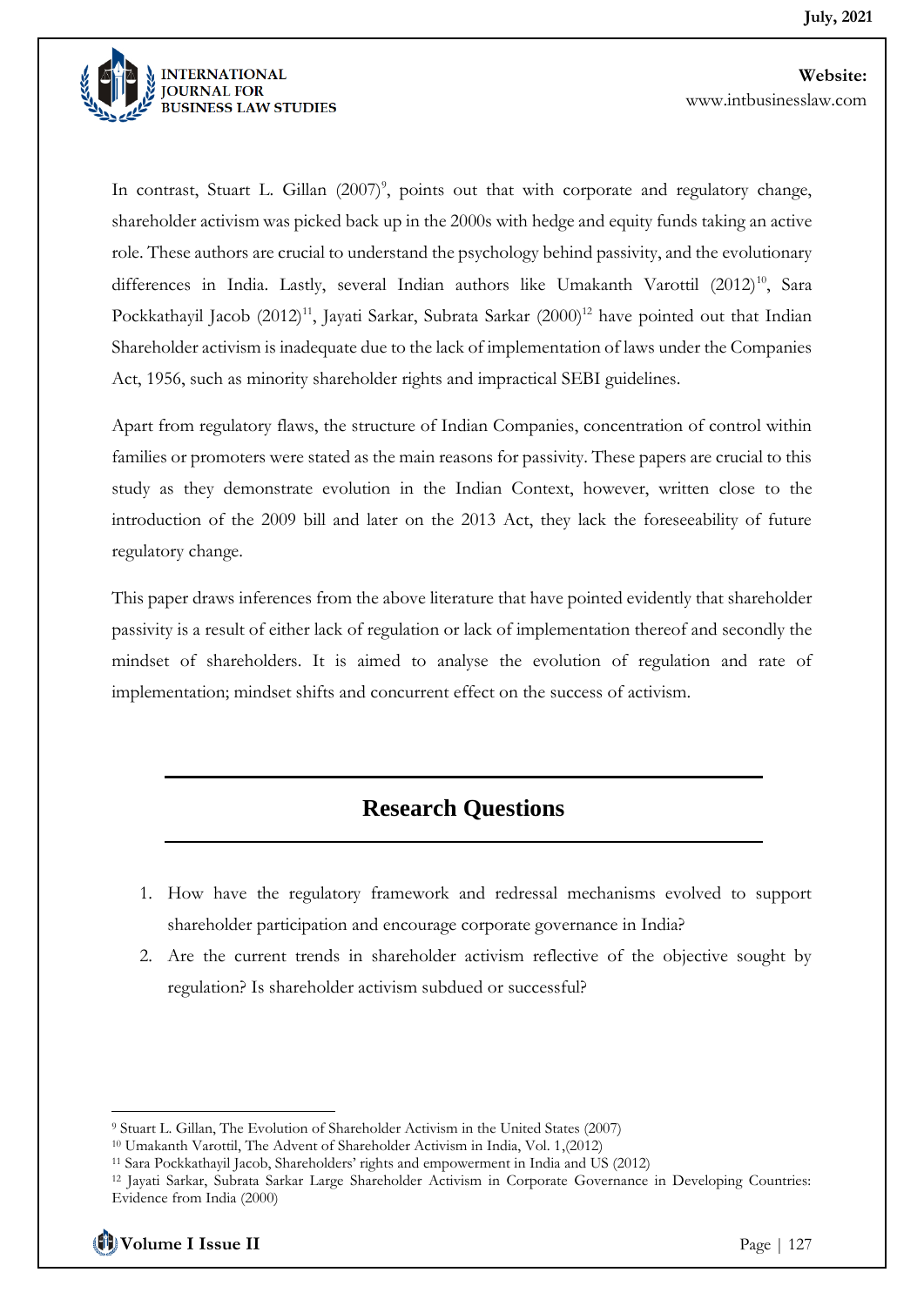In contrast, Stuart L. Gillan (2007)[9], points out that with corporate and regulatory change, shareholder activism was picked back up in the 2000s with hedge and equity funds taking an active role. These authors are crucial to understand the psychology behind passivity, and the evolutionary differences in India. Lastly, several Indian authors like Umakanth Varottil (2012)[10], Sara Pockkathayil Jacob (2012)[11], Jayati Sarkar, Subrata Sarkar (2000)[12] have pointed out that Indian Shareholder activism is inadequate due to the lack of implementation of laws under the Companies Act, 1956, such as minority shareholder rights and impractical SEBI guidelines.

Apart from regulatory flaws, the structure of Indian Companies, concentration of control within families or promoters were stated as the main reasons for passivity. These papers are crucial to this study as they demonstrate evolution in the Indian Context, however, written close to the introduction of the 2009 bill and later on the 2013 Act, they lack the foreseeability of future regulatory change.

This paper draws inferences from the above literature that have pointed evidently that shareholder passivity is a result of either lack of regulation or lack of implementation thereof and secondly the mindset of shareholders. It is aimed to analyse the evolution of regulation and rate of implementation; mindset shifts and concurrent effect on the success of activism.

## Research Questions

1. How have the regulatory framework and redressal mechanisms evolved to support shareholder participation and encourage corporate governance in India?
2. Are the current trends in shareholder activism reflective of the objective sought by regulation? Is shareholder activism subdued or successful?

---

[9] Stuart L. Gillan, The Evolution of Shareholder Activism in the United States (2007)

[10] Umakanth Varottil, The Advent of Shareholder Activism in India, Vol. 1,(2012)

[11] Sara Pockkathayil Jacob, Shareholders' rights and empowerment in India and US (2012)

[12] Jayati Sarkar, Subrata Sarkar Large Shareholder Activism in Corporate Governance in Developing Countries: Evidence from India (2000)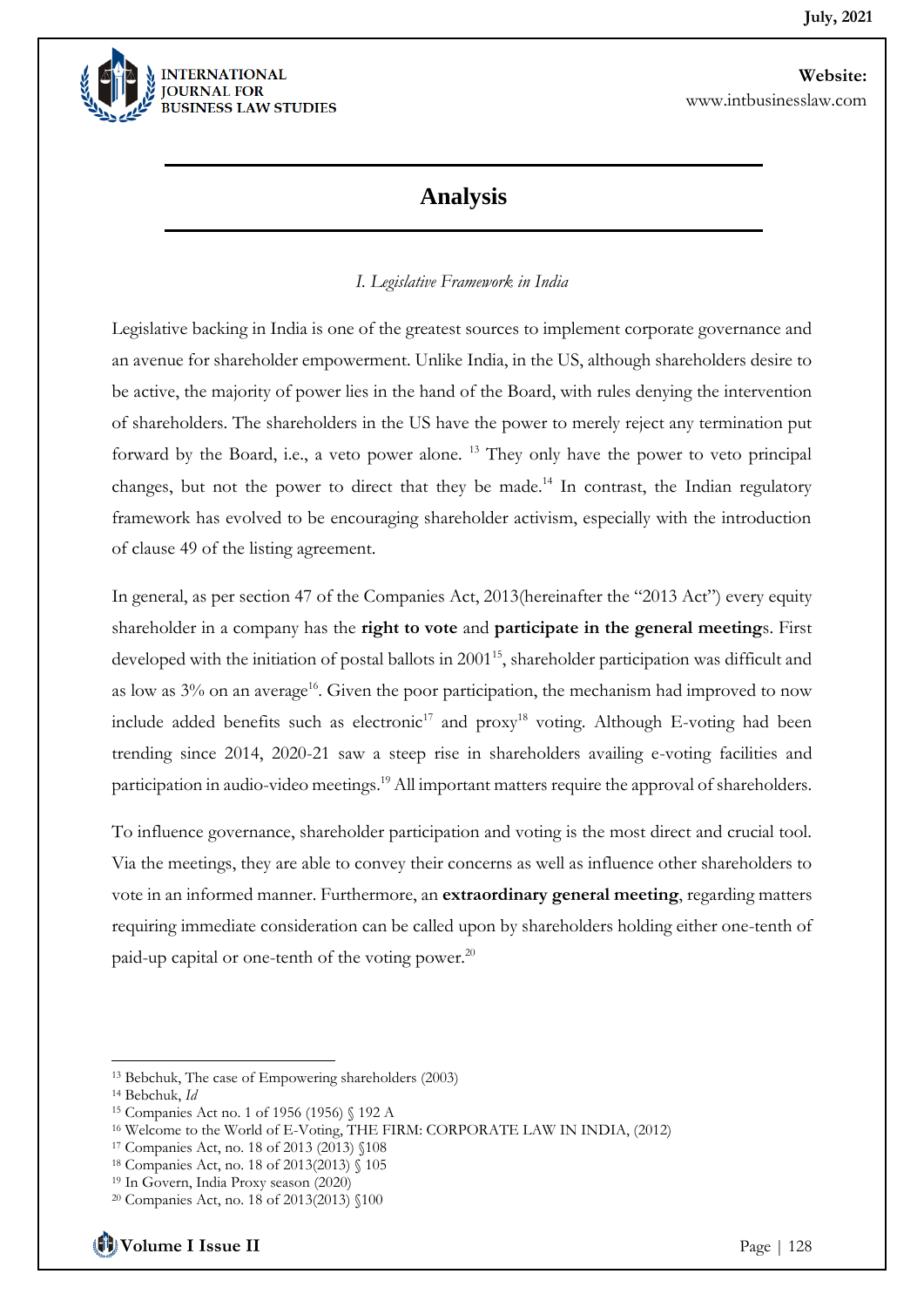## Analysis

*I. Legislative Framework in India*

Legislative backing in India is one of the greatest sources to implement corporate governance and an avenue for shareholder empowerment. Unlike India, in the US, although shareholders desire to be active, the majority of power lies in the hand of the Board, with rules denying the intervention of shareholders. The shareholders in the US have the power to merely reject any termination put forward by the Board, i.e., a veto power alone. [13] They only have the power to veto principal changes, but not the power to direct that they be made.[14] In contrast, the Indian regulatory framework has evolved to be encouraging shareholder activism, especially with the introduction of clause 49 of the listing agreement.

In general, as per section 47 of the Companies Act, 2013(hereinafter the "2013 Act") every equity shareholder in a company has the **right to vote** and **participate in the general meeting**s. First developed with the initiation of postal ballots in 2001[15], shareholder participation was difficult and as low as 3% on an average[16]. Given the poor participation, the mechanism had improved to now include added benefits such as electronic[17] and proxy[18] voting. Although E-voting had been trending since 2014, 2020-21 saw a steep rise in shareholders availing e-voting facilities and participation in audio-video meetings.[19] All important matters require the approval of shareholders.

To influence governance, shareholder participation and voting is the most direct and crucial tool. Via the meetings, they are able to convey their concerns as well as influence other shareholders to vote in an informed manner. Furthermore, an **extraordinary general meeting**, regarding matters requiring immediate consideration can be called upon by shareholders holding either one-tenth of paid-up capital or one-tenth of the voting power.[20]

---

[13] Bebchuk, The case of Empowering shareholders (2003)

[14] Bebchuk, *Id*

[15] Companies Act no. 1 of 1956 (1956) § 192 A

[16] Welcome to the World of E-Voting, THE FIRM: CORPORATE LAW IN INDIA, (2012)

[17] Companies Act, no. 18 of 2013 (2013) §108

[18] Companies Act, no. 18 of 2013(2013) § 105

[19] In Govern, India Proxy season (2020)

[20] Companies Act, no. 18 of 2013(2013) §100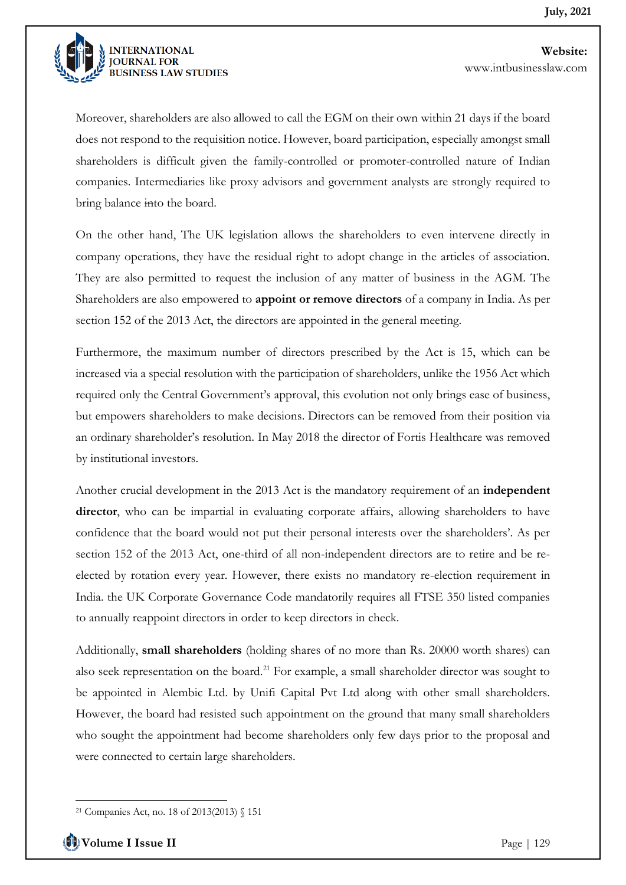Moreover, shareholders are also allowed to call the EGM on their own within 21 days if the board does not respond to the requisition notice. However, board participation, especially amongst small shareholders is difficult given the family-controlled or promoter-controlled nature of Indian companies. Intermediaries like proxy advisors and government analysts are strongly required to bring balance ~~in~~to the board.

On the other hand, The UK legislation allows the shareholders to even intervene directly in company operations, they have the residual right to adopt change in the articles of association. They are also permitted to request the inclusion of any matter of business in the AGM. The Shareholders are also empowered to **appoint or remove directors** of a company in India. As per section 152 of the 2013 Act, the directors are appointed in the general meeting.

Furthermore, the maximum number of directors prescribed by the Act is 15, which can be increased via a special resolution with the participation of shareholders, unlike the 1956 Act which required only the Central Government's approval, this evolution not only brings ease of business, but empowers shareholders to make decisions. Directors can be removed from their position via an ordinary shareholder's resolution. In May 2018 the director of Fortis Healthcare was removed by institutional investors.

Another crucial development in the 2013 Act is the mandatory requirement of an **independent director**, who can be impartial in evaluating corporate affairs, allowing shareholders to have confidence that the board would not put their personal interests over the shareholders'. As per section 152 of the 2013 Act, one-third of all non-independent directors are to retire and be re-elected by rotation every year. However, there exists no mandatory re-election requirement in India. the UK Corporate Governance Code mandatorily requires all FTSE 350 listed companies to annually reappoint directors in order to keep directors in check.

Additionally, **small shareholders** (holding shares of no more than Rs. 20000 worth shares) can also seek representation on the board.[21] For example, a small shareholder director was sought to be appointed in Alembic Ltd. by Unifi Capital Pvt Ltd along with other small shareholders. However, the board had resisted such appointment on the ground that many small shareholders who sought the appointment had become shareholders only few days prior to the proposal and were connected to certain large shareholders.

---

[21] Companies Act, no. 18 of 2013(2013) § 151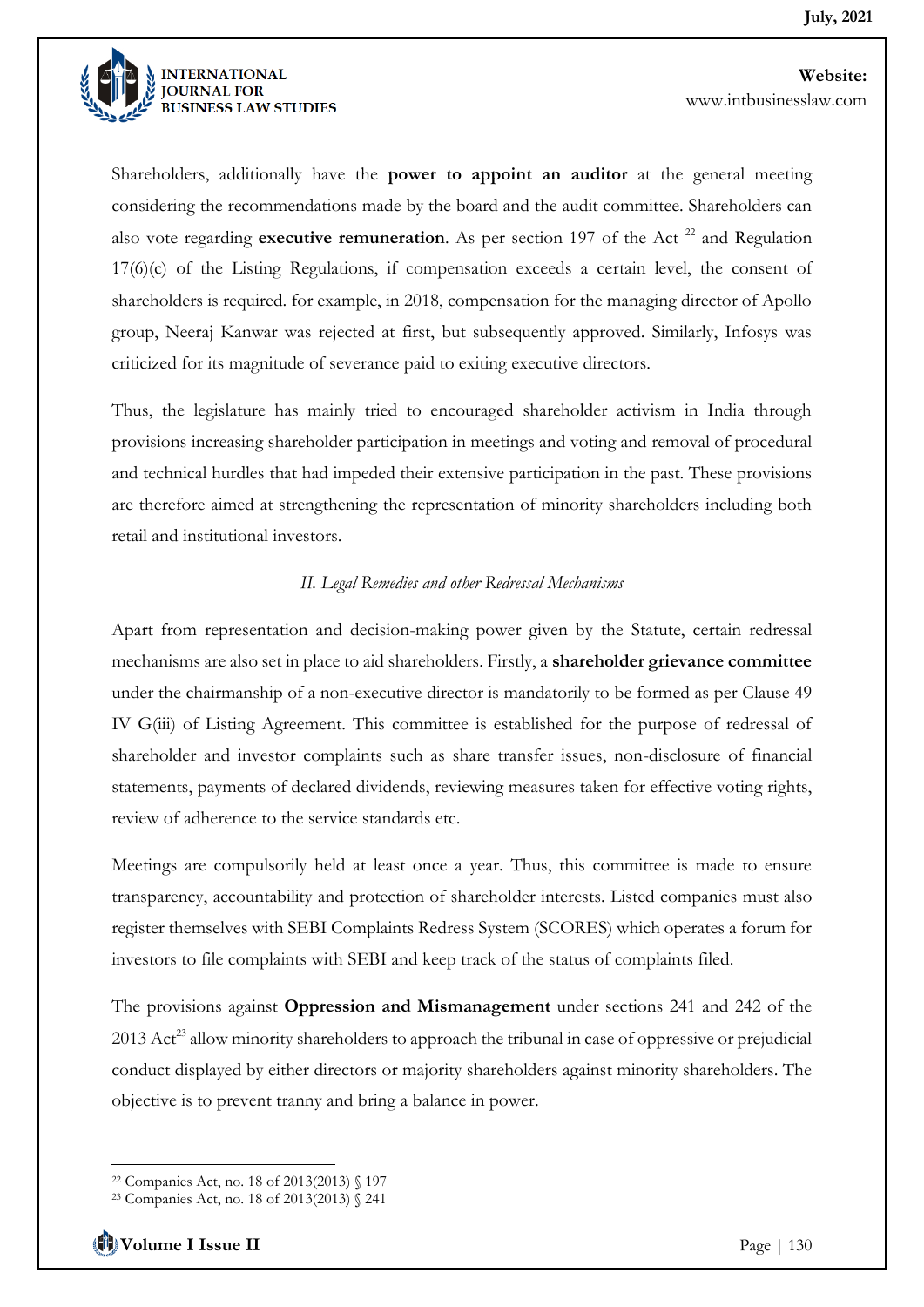Shareholders, additionally have the **power to appoint an auditor** at the general meeting considering the recommendations made by the board and the audit committee. Shareholders can also vote regarding **executive remuneration**. As per section 197 of the Act [22] and Regulation 17(6)(c) of the Listing Regulations, if compensation exceeds a certain level, the consent of shareholders is required. for example, in 2018, compensation for the managing director of Apollo group, Neeraj Kanwar was rejected at first, but subsequently approved. Similarly, Infosys was criticized for its magnitude of severance paid to exiting executive directors.

Thus, the legislature has mainly tried to encouraged shareholder activism in India through provisions increasing shareholder participation in meetings and voting and removal of procedural and technical hurdles that had impeded their extensive participation in the past. These provisions are therefore aimed at strengthening the representation of minority shareholders including both retail and institutional investors.

### *II. Legal Remedies and other Redressal Mechanisms*

Apart from representation and decision-making power given by the Statute, certain redressal mechanisms are also set in place to aid shareholders. Firstly, a **shareholder grievance committee** under the chairmanship of a non-executive director is mandatorily to be formed as per Clause 49 IV G(iii) of Listing Agreement. This committee is established for the purpose of redressal of shareholder and investor complaints such as share transfer issues, non-disclosure of financial statements, payments of declared dividends, reviewing measures taken for effective voting rights, review of adherence to the service standards etc.

Meetings are compulsorily held at least once a year. Thus, this committee is made to ensure transparency, accountability and protection of shareholder interests. Listed companies must also register themselves with SEBI Complaints Redress System (SCORES) which operates a forum for investors to file complaints with SEBI and keep track of the status of complaints filed.

The provisions against **Oppression and Mismanagement** under sections 241 and 242 of the 2013 Act[23] allow minority shareholders to approach the tribunal in case of oppressive or prejudicial conduct displayed by either directors or majority shareholders against minority shareholders. The objective is to prevent tranny and bring a balance in power.

---

[22] Companies Act, no. 18 of 2013(2013) § 197

[23] Companies Act, no. 18 of 2013(2013) § 241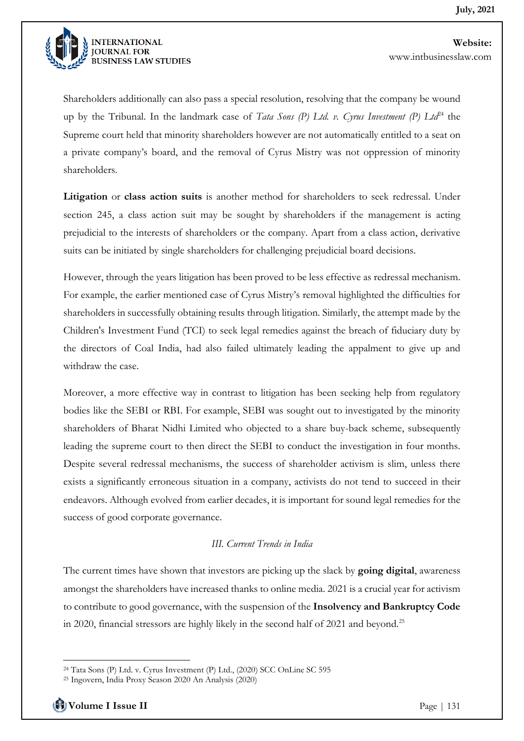Shareholders additionally can also pass a special resolution, resolving that the company be wound up by the Tribunal. In the landmark case of *Tata Sons (P) Ltd. v. Cyrus Investment (P) Ltd*[24] the Supreme court held that minority shareholders however are not automatically entitled to a seat on a private company's board, and the removal of Cyrus Mistry was not oppression of minority shareholders.

**Litigation** or **class action suits** is another method for shareholders to seek redressal. Under section 245, a class action suit may be sought by shareholders if the management is acting prejudicial to the interests of shareholders or the company. Apart from a class action, derivative suits can be initiated by single shareholders for challenging prejudicial board decisions.

However, through the years litigation has been proved to be less effective as redressal mechanism. For example, the earlier mentioned case of Cyrus Mistry's removal highlighted the difficulties for shareholders in successfully obtaining results through litigation. Similarly, the attempt made by the Children's Investment Fund (TCI) to seek legal remedies against the breach of fiduciary duty by the directors of Coal India, had also failed ultimately leading the appalment to give up and withdraw the case.

Moreover, a more effective way in contrast to litigation has been seeking help from regulatory bodies like the SEBI or RBI. For example, SEBI was sought out to investigated by the minority shareholders of Bharat Nidhi Limited who objected to a share buy-back scheme, subsequently leading the supreme court to then direct the SEBI to conduct the investigation in four months. Despite several redressal mechanisms, the success of shareholder activism is slim, unless there exists a significantly erroneous situation in a company, activists do not tend to succeed in their endeavors. Although evolved from earlier decades, it is important for sound legal remedies for the success of good corporate governance.

### *III. Current Trends in India*

The current times have shown that investors are picking up the slack by **going digital**, awareness amongst the shareholders have increased thanks to online media. 2021 is a crucial year for activism to contribute to good governance, with the suspension of the **Insolvency and Bankruptcy Code** in 2020, financial stressors are highly likely in the second half of 2021 and beyond.[25]

---

[24] Tata Sons (P) Ltd. v. Cyrus Investment (P) Ltd., (2020) SCC OnLine SC 595

[25] Ingovern, India Proxy Season 2020 An Analysis (2020)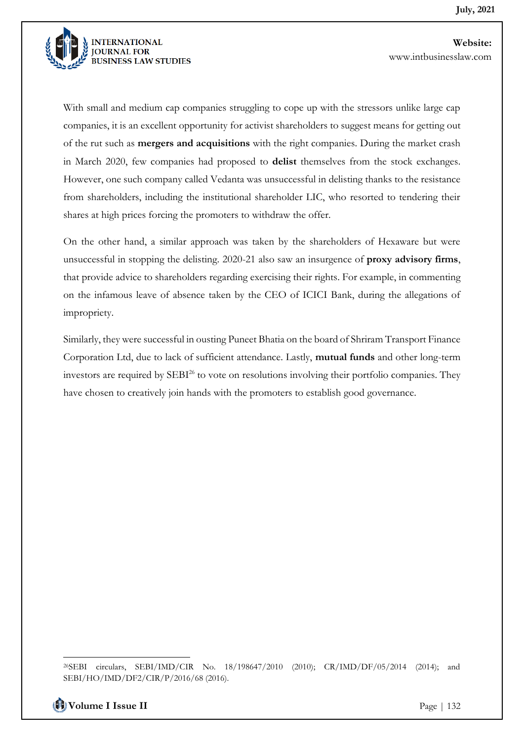With small and medium cap companies struggling to cope up with the stressors unlike large cap companies, it is an excellent opportunity for activist shareholders to suggest means for getting out of the rut such as **mergers and acquisitions** with the right companies. During the market crash in March 2020, few companies had proposed to **delist** themselves from the stock exchanges. However, one such company called Vedanta was unsuccessful in delisting thanks to the resistance from shareholders, including the institutional shareholder LIC, who resorted to tendering their shares at high prices forcing the promoters to withdraw the offer.

On the other hand, a similar approach was taken by the shareholders of Hexaware but were unsuccessful in stopping the delisting. 2020-21 also saw an insurgence of **proxy advisory firms**, that provide advice to shareholders regarding exercising their rights. For example, in commenting on the infamous leave of absence taken by the CEO of ICICI Bank, during the allegations of impropriety.

Similarly, they were successful in ousting Puneet Bhatia on the board of Shriram Transport Finance Corporation Ltd, due to lack of sufficient attendance. Lastly, **mutual funds** and other long-term investors are required by SEBI[26] to vote on resolutions involving their portfolio companies. They have chosen to creatively join hands with the promoters to establish good governance.

---

[26] SEBI circulars, SEBI/IMD/CIR No. 18/198647/2010 (2010); CR/IMD/DF/05/2014 (2014); and SEBI/HO/IMD/DF2/CIR/P/2016/68 (2016).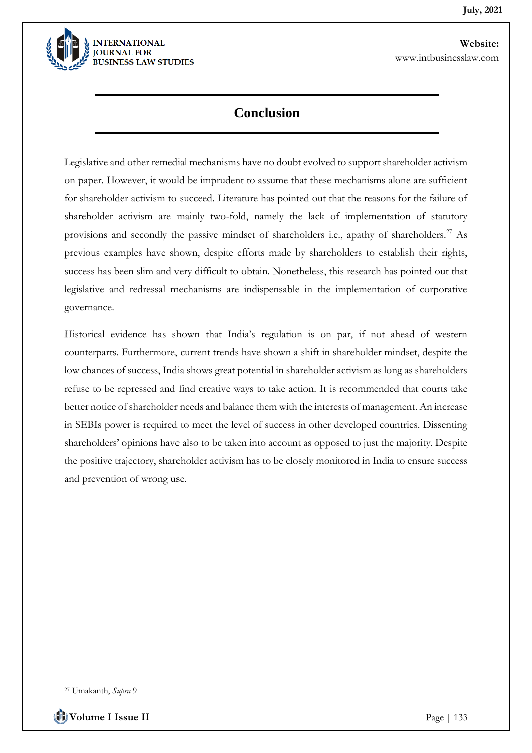## Conclusion

Legislative and other remedial mechanisms have no doubt evolved to support shareholder activism on paper. However, it would be imprudent to assume that these mechanisms alone are sufficient for shareholder activism to succeed. Literature has pointed out that the reasons for the failure of shareholder activism are mainly two-fold, namely the lack of implementation of statutory provisions and secondly the passive mindset of shareholders i.e., apathy of shareholders.[27] As previous examples have shown, despite efforts made by shareholders to establish their rights, success has been slim and very difficult to obtain. Nonetheless, this research has pointed out that legislative and redressal mechanisms are indispensable in the implementation of corporative governance.

Historical evidence has shown that India's regulation is on par, if not ahead of western counterparts. Furthermore, current trends have shown a shift in shareholder mindset, despite the low chances of success, India shows great potential in shareholder activism as long as shareholders refuse to be repressed and find creative ways to take action. It is recommended that courts take better notice of shareholder needs and balance them with the interests of management. An increase in SEBIs power is required to meet the level of success in other developed countries. Dissenting shareholders' opinions have also to be taken into account as opposed to just the majority. Despite the positive trajectory, shareholder activism has to be closely monitored in India to ensure success and prevention of wrong use.

---

[27] Umakanth, *Supra* 9